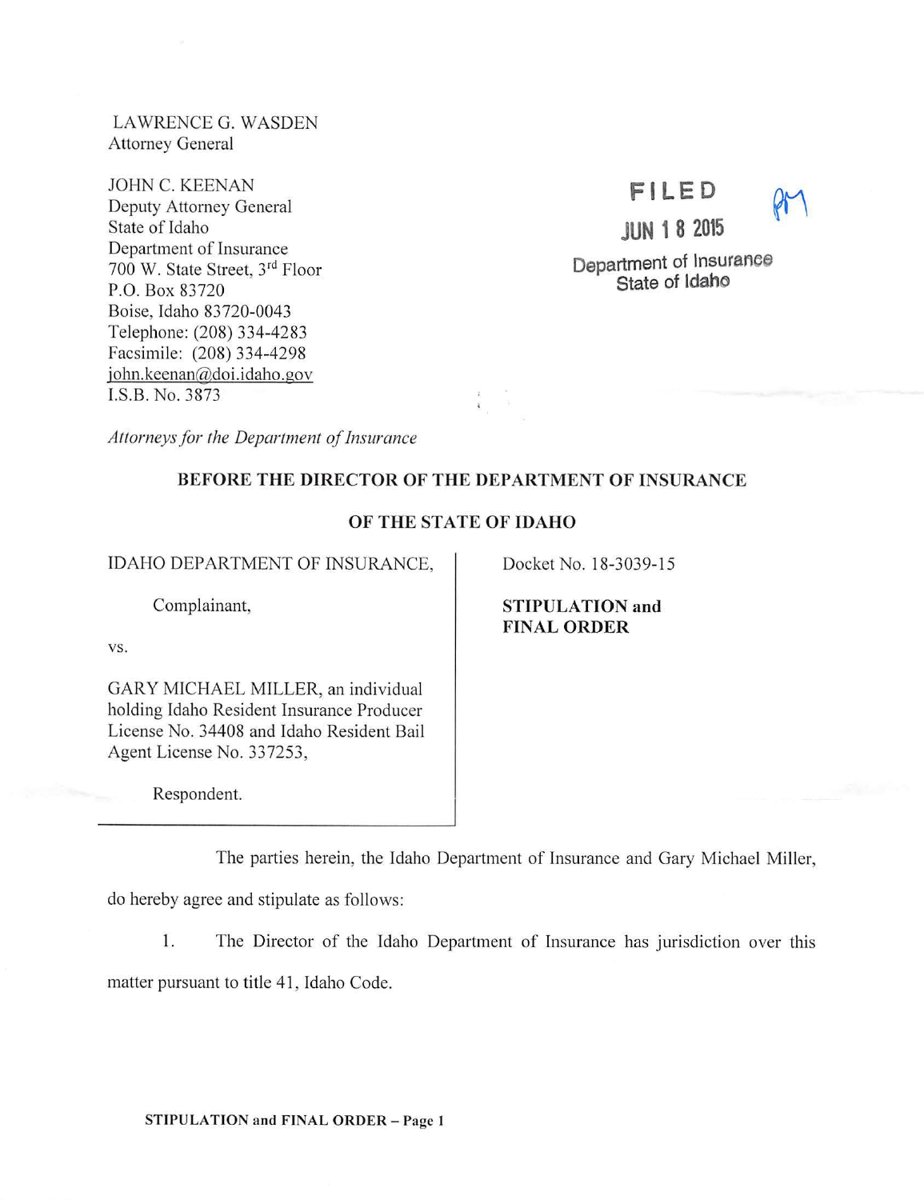LAWRENCE G. WASDEN
Attorney General

JOHN C. KEENAN
Deputy Attorney General
State of Idaho
Department of Insurance
700 W. State Street, 3rd Floor
P.O. Box 83720
Boise, Idaho 83720-0043
Telephone: (208) 334-4283
Facsimile: (208) 334-4298
john.keenan@doi.idaho.gov
I.S.B. No. 3873

FILED
JUN 18 2015
Department of Insurance
State of Idaho

*Attorneys for the Department of Insurance*

**BEFORE THE DIRECTOR OF THE DEPARTMENT OF INSURANCE**

**OF THE STATE OF IDAHO**

| | |
|---|---|
| IDAHO DEPARTMENT OF INSURANCE,<br><br>Complainant,<br><br>vs.<br><br>GARY MICHAEL MILLER, an individual holding Idaho Resident Insurance Producer License No. 34408 and Idaho Resident Bail Agent License No. 337253,<br><br>Respondent. | Docket No. 18-3039-15<br><br>**STIPULATION and FINAL ORDER** |

The parties herein, the Idaho Department of Insurance and Gary Michael Miller, do hereby agree and stipulate as follows:

1. The Director of the Idaho Department of Insurance has jurisdiction over this matter pursuant to title 41, Idaho Code.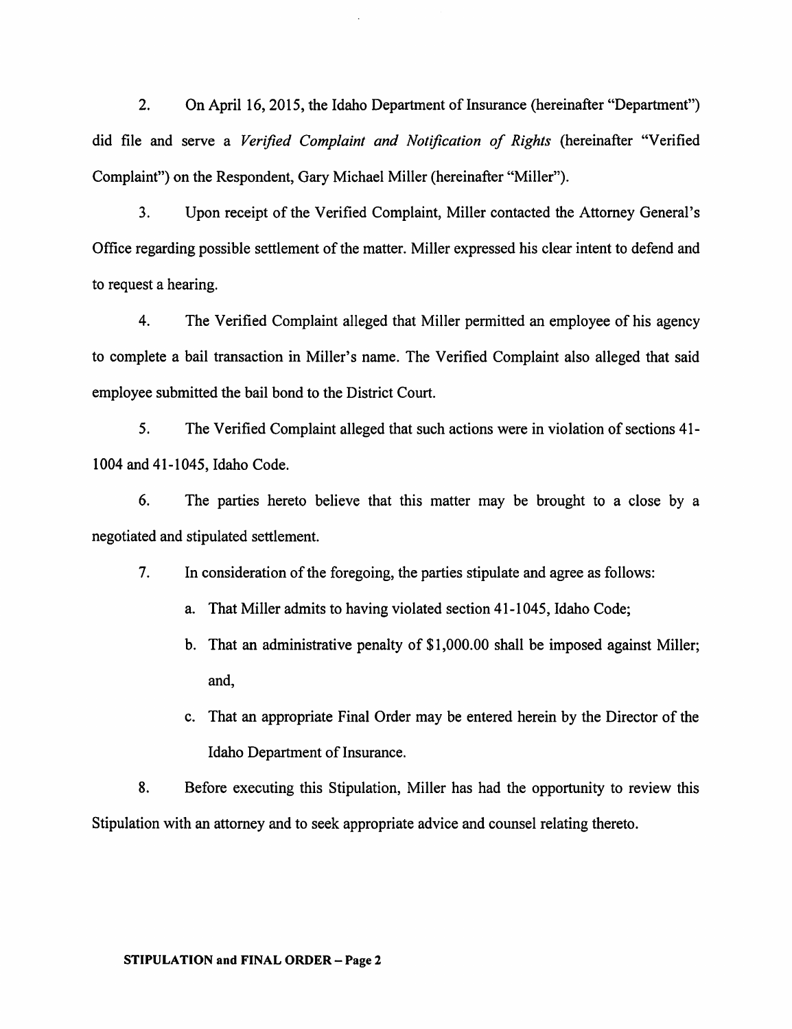2. On April 16, 2015, the Idaho Department of Insurance (hereinafter "Department") did file and serve a *Verified Complaint and Notification of Rights* (hereinafter "Verified Complaint") on the Respondent, Gary Michael Miller (hereinafter "Miller").

3. Upon receipt of the Verified Complaint, Miller contacted the Attorney General's Office regarding possible settlement of the matter. Miller expressed his clear intent to defend and to request a hearing.

4. The Verified Complaint alleged that Miller permitted an employee of his agency to complete a bail transaction in Miller's name. The Verified Complaint also alleged that said employee submitted the bail bond to the District Court.

5. The Verified Complaint alleged that such actions were in violation of sections 41-1004 and 41-1045, Idaho Code.

6. The parties hereto believe that this matter may be brought to a close by a negotiated and stipulated settlement.

7. In consideration of the foregoing, the parties stipulate and agree as follows:

   a. That Miller admits to having violated section 41-1045, Idaho Code;

   b. That an administrative penalty of $1,000.00 shall be imposed against Miller; and,

   c. That an appropriate Final Order may be entered herein by the Director of the Idaho Department of Insurance.

8. Before executing this Stipulation, Miller has had the opportunity to review this Stipulation with an attorney and to seek appropriate advice and counsel relating thereto.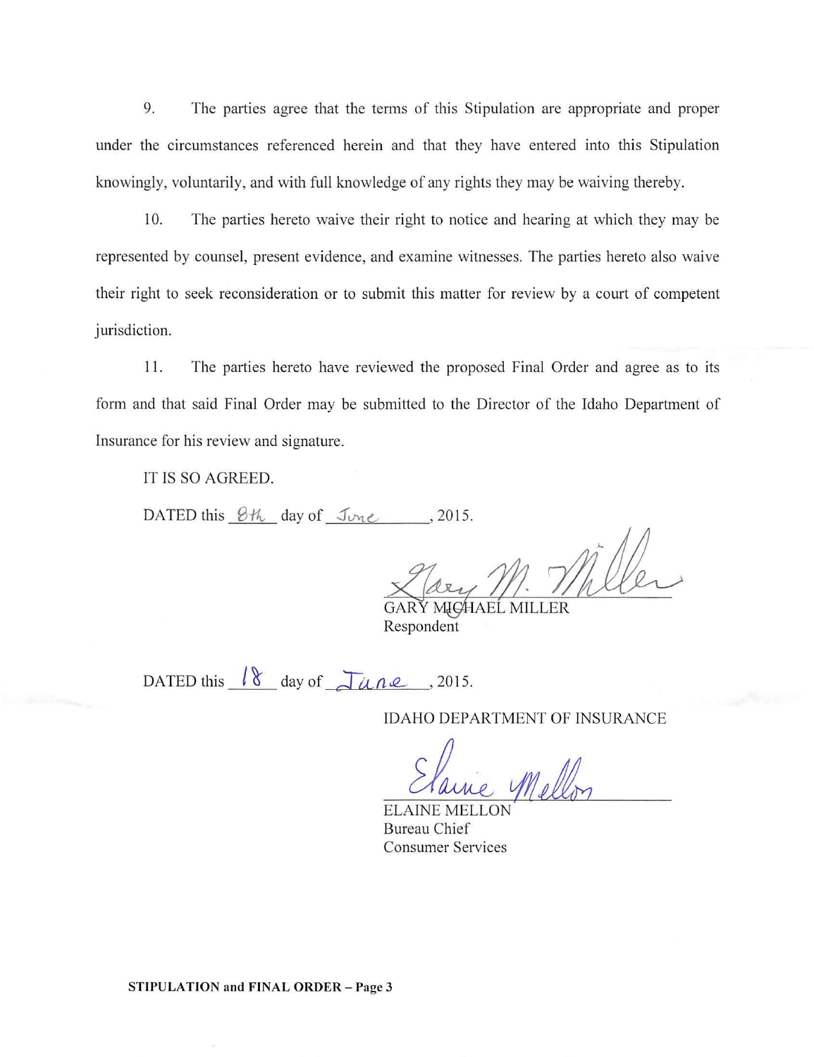9. The parties agree that the terms of this Stipulation are appropriate and proper under the circumstances referenced herein and that they have entered into this Stipulation knowingly, voluntarily, and with full knowledge of any rights they may be waiving thereby.

10. The parties hereto waive their right to notice and hearing at which they may be represented by counsel, present evidence, and examine witnesses. The parties hereto also waive their right to seek reconsideration or to submit this matter for review by a court of competent jurisdiction.

11. The parties hereto have reviewed the proposed Final Order and agree as to its form and that said Final Order may be submitted to the Director of the Idaho Department of Insurance for his review and signature.

IT IS SO AGREED.

DATED this 8th day of June, 2015.

Gary M. Miller

GARY MICHAEL MILLER
Respondent

DATED this 18 day of June, 2015.

IDAHO DEPARTMENT OF INSURANCE

Elaine Mellon

ELAINE MELLON
Bureau Chief
Consumer Services

**STIPULATION and FINAL ORDER – Page 3**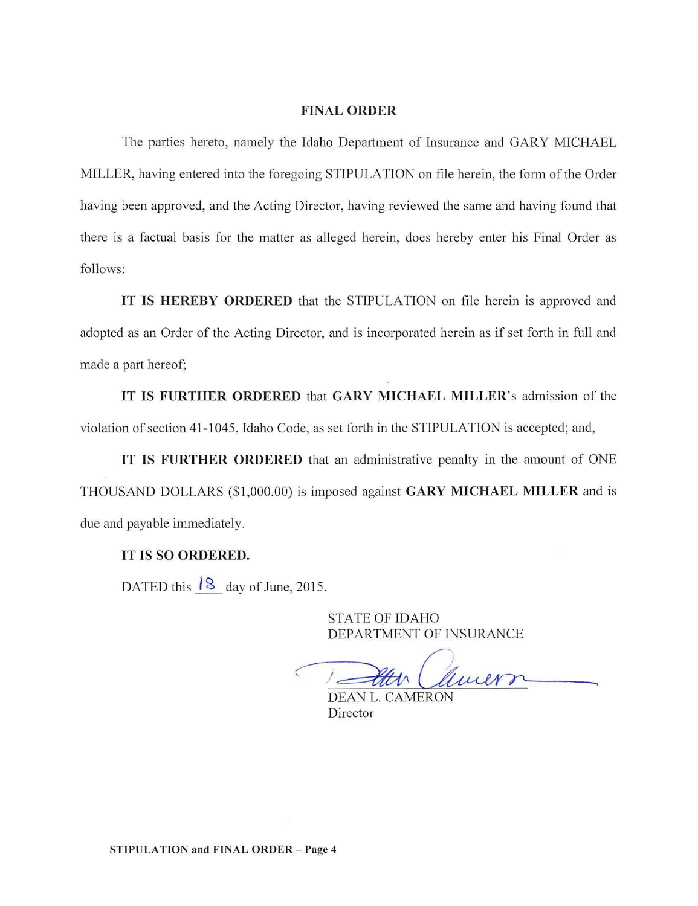## FINAL ORDER

The parties hereto, namely the Idaho Department of Insurance and GARY MICHAEL MILLER, having entered into the foregoing STIPULATION on file herein, the form of the Order having been approved, and the Acting Director, having reviewed the same and having found that there is a factual basis for the matter as alleged herein, does hereby enter his Final Order as follows:

**IT IS HEREBY ORDERED** that the STIPULATION on file herein is approved and adopted as an Order of the Acting Director, and is incorporated herein as if set forth in full and made a part hereof;

**IT IS FURTHER ORDERED** that **GARY MICHAEL MILLER**'s admission of the violation of section 41-1045, Idaho Code, as set forth in the STIPULATION is accepted; and,

**IT IS FURTHER ORDERED** that an administrative penalty in the amount of ONE THOUSAND DOLLARS ($1,000.00) is imposed against **GARY MICHAEL MILLER** and is due and payable immediately.

**IT IS SO ORDERED.**

DATED this 18 day of June, 2015.

STATE OF IDAHO
DEPARTMENT OF INSURANCE

DEAN L. CAMERON
Director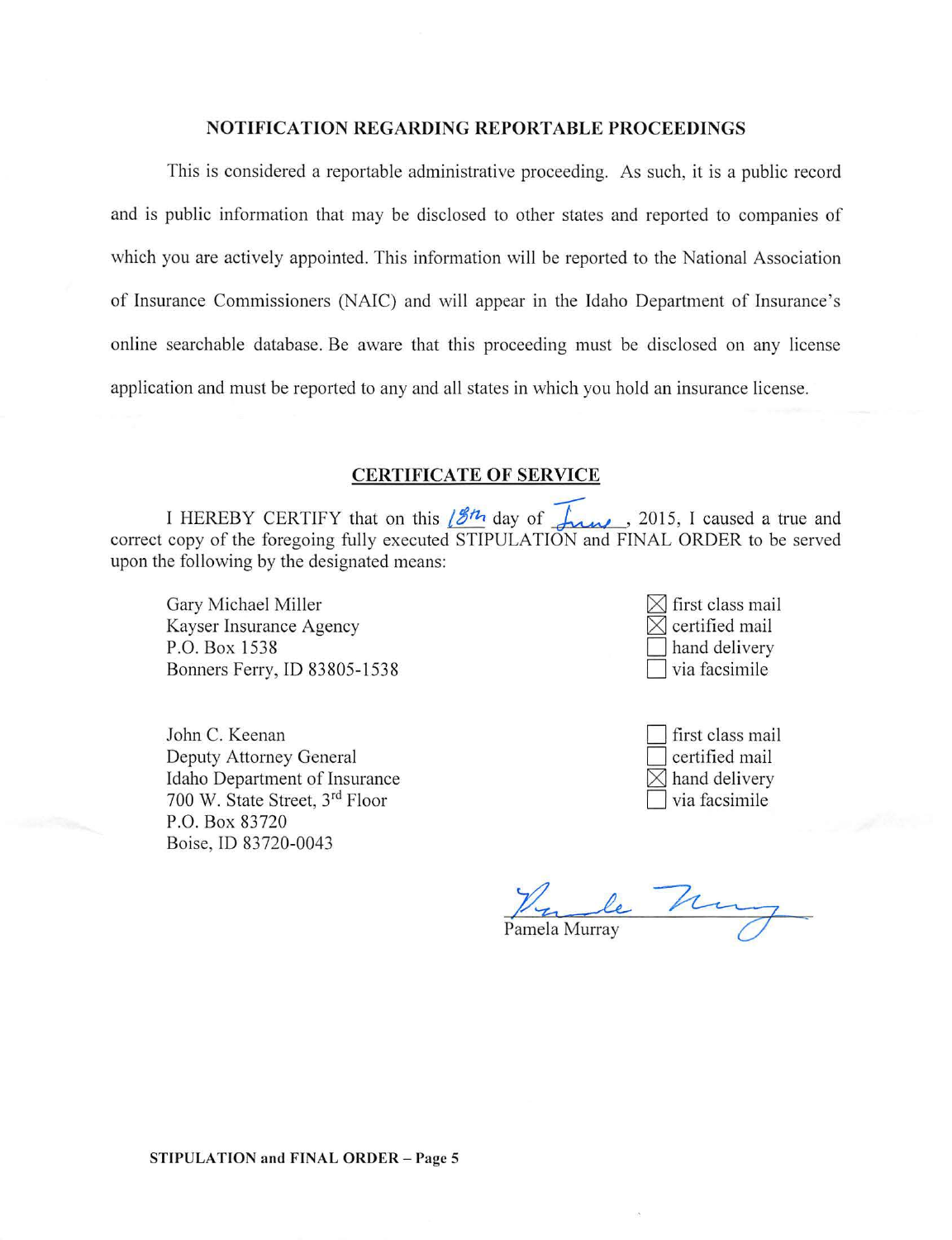## NOTIFICATION REGARDING REPORTABLE PROCEEDINGS

This is considered a reportable administrative proceeding. As such, it is a public record and is public information that may be disclosed to other states and reported to companies of which you are actively appointed. This information will be reported to the National Association of Insurance Commissioners (NAIC) and will appear in the Idaho Department of Insurance's online searchable database. Be aware that this proceeding must be disclosed on any license application and must be reported to any and all states in which you hold an insurance license.

## CERTIFICATE OF SERVICE

I HEREBY CERTIFY that on this *18th* day of *June*, 2015, I caused a true and correct copy of the foregoing fully executed STIPULATION and FINAL ORDER to be served upon the following by the designated means:

Gary Michael Miller
Kayser Insurance Agency
P.O. Box 1538
Bonners Ferry, ID 83805-1538

- [x] first class mail
- [x] certified mail
- [ ] hand delivery
- [ ] via facsimile

John C. Keenan
Deputy Attorney General
Idaho Department of Insurance
700 W. State Street, 3rd Floor
P.O. Box 83720
Boise, ID 83720-0043

- [ ] first class mail
- [ ] certified mail
- [x] hand delivery
- [ ] via facsimile

*[signature]*
Pamela Murray